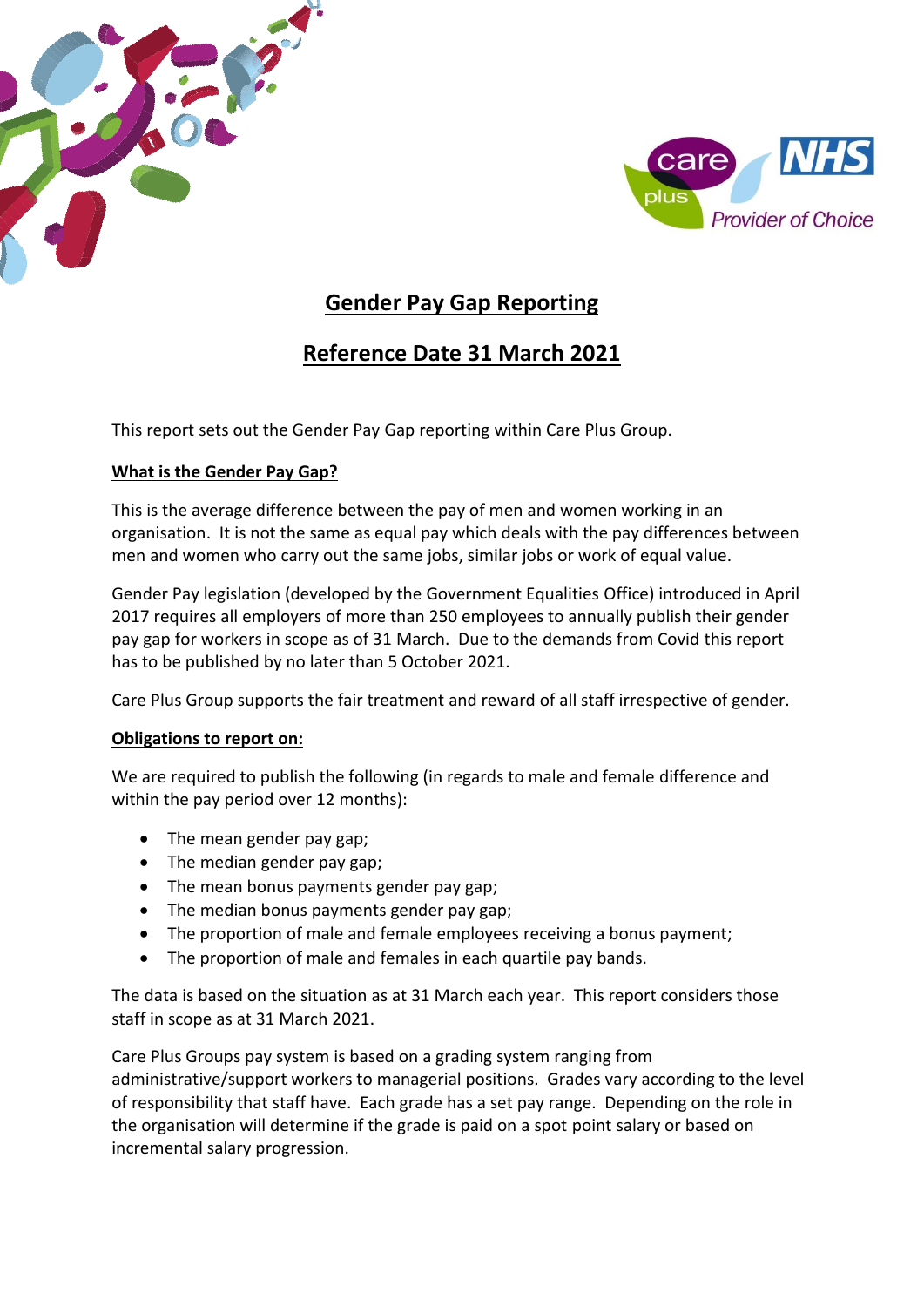# Gender Pay Gap Reporting

## Reference Date 31 March 2021

This report sets out the Gender Pay Gap reporting within Care Plus Group.

**What is the Gender Pay Gap?**

This is the average difference between the pay of men and women working in an organisation. It is not the same as equal pay which deals with the pay differences between men and women who carry out the same jobs, similar jobs or work of equal value.

Gender Pay legislation (developed by the Government Equalities Office) introduced in April 2017 requires all employers of more than 250 employees to annually publish their gender pay gap for workers in scope as of 31 March. Due to the demands from Covid this report has to be published by no later than 5 October 2021.

Care Plus Group supports the fair treatment and reward of all staff irrespective of gender.

**Obligations to report on:**

We are required to publish the following (in regards to male and female difference and within the pay period over 12 months):

- The mean gender pay gap;
- The median gender pay gap;
- The mean bonus payments gender pay gap;
- The median bonus payments gender pay gap;
- The proportion of male and female employees receiving a bonus payment;
- The proportion of male and females in each quartile pay bands.

The data is based on the situation as at 31 March each year. This report considers those staff in scope as at 31 March 2021.

Care Plus Groups pay system is based on a grading system ranging from administrative/support workers to managerial positions. Grades vary according to the level of responsibility that staff have. Each grade has a set pay range. Depending on the role in the organisation will determine if the grade is paid on a spot point salary or based on incremental salary progression.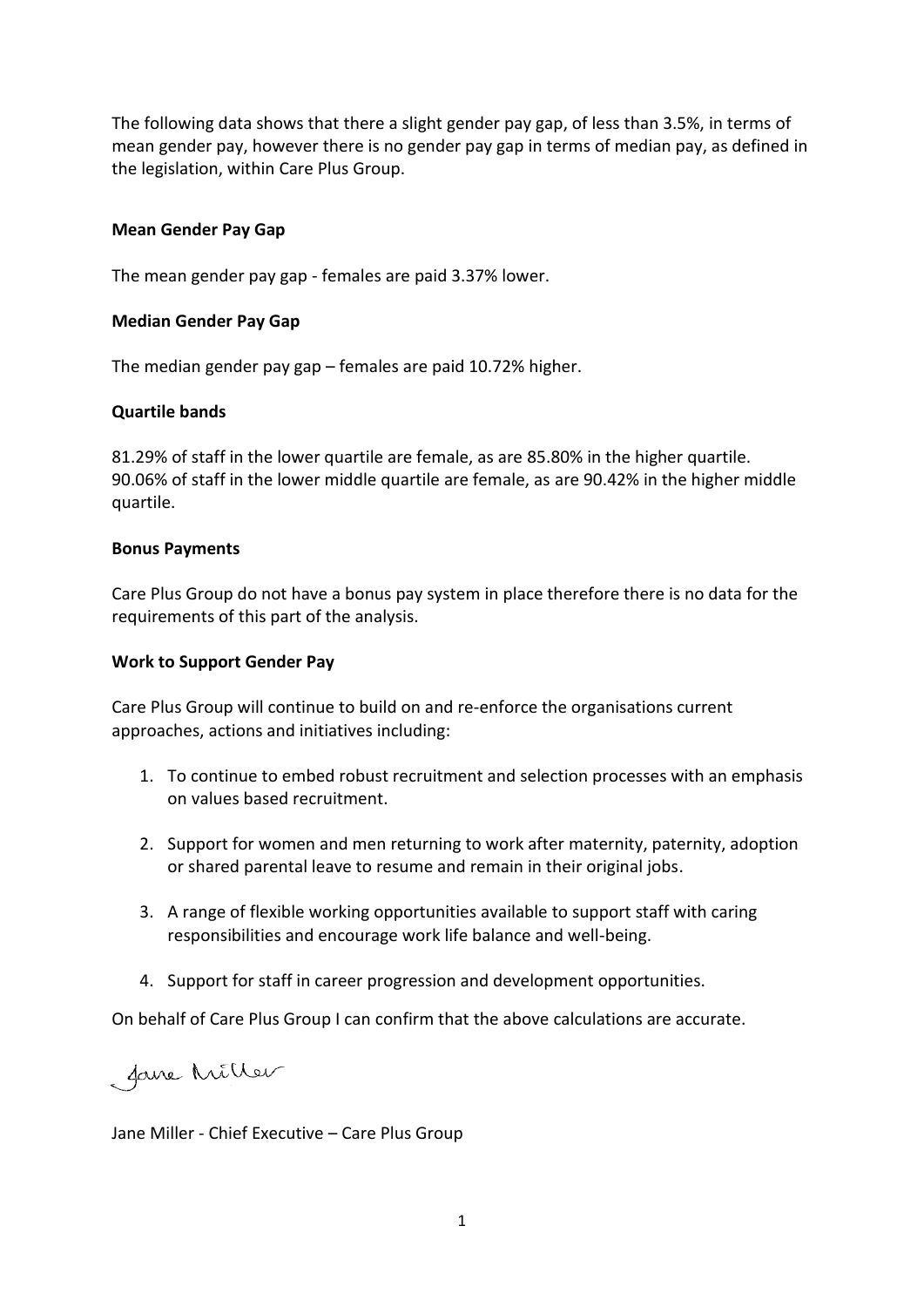The following data shows that there a slight gender pay gap, of less than 3.5%, in terms of mean gender pay, however there is no gender pay gap in terms of median pay, as defined in the legislation, within Care Plus Group.

**Mean Gender Pay Gap**

The mean gender pay gap - females are paid 3.37% lower.

**Median Gender Pay Gap**

The median gender pay gap – females are paid 10.72% higher.

**Quartile bands**

81.29% of staff in the lower quartile are female, as are 85.80% in the higher quartile. 90.06% of staff in the lower middle quartile are female, as are 90.42% in the higher middle quartile.

**Bonus Payments**

Care Plus Group do not have a bonus pay system in place therefore there is no data for the requirements of this part of the analysis.

**Work to Support Gender Pay**

Care Plus Group will continue to build on and re-enforce the organisations current approaches, actions and initiatives including:

1. To continue to embed robust recruitment and selection processes with an emphasis on values based recruitment.
2. Support for women and men returning to work after maternity, paternity, adoption or shared parental leave to resume and remain in their original jobs.
3. A range of flexible working opportunities available to support staff with caring responsibilities and encourage work life balance and well-being.
4. Support for staff in career progression and development opportunities.

On behalf of Care Plus Group I can confirm that the above calculations are accurate.

Jane Miller

Jane Miller - Chief Executive – Care Plus Group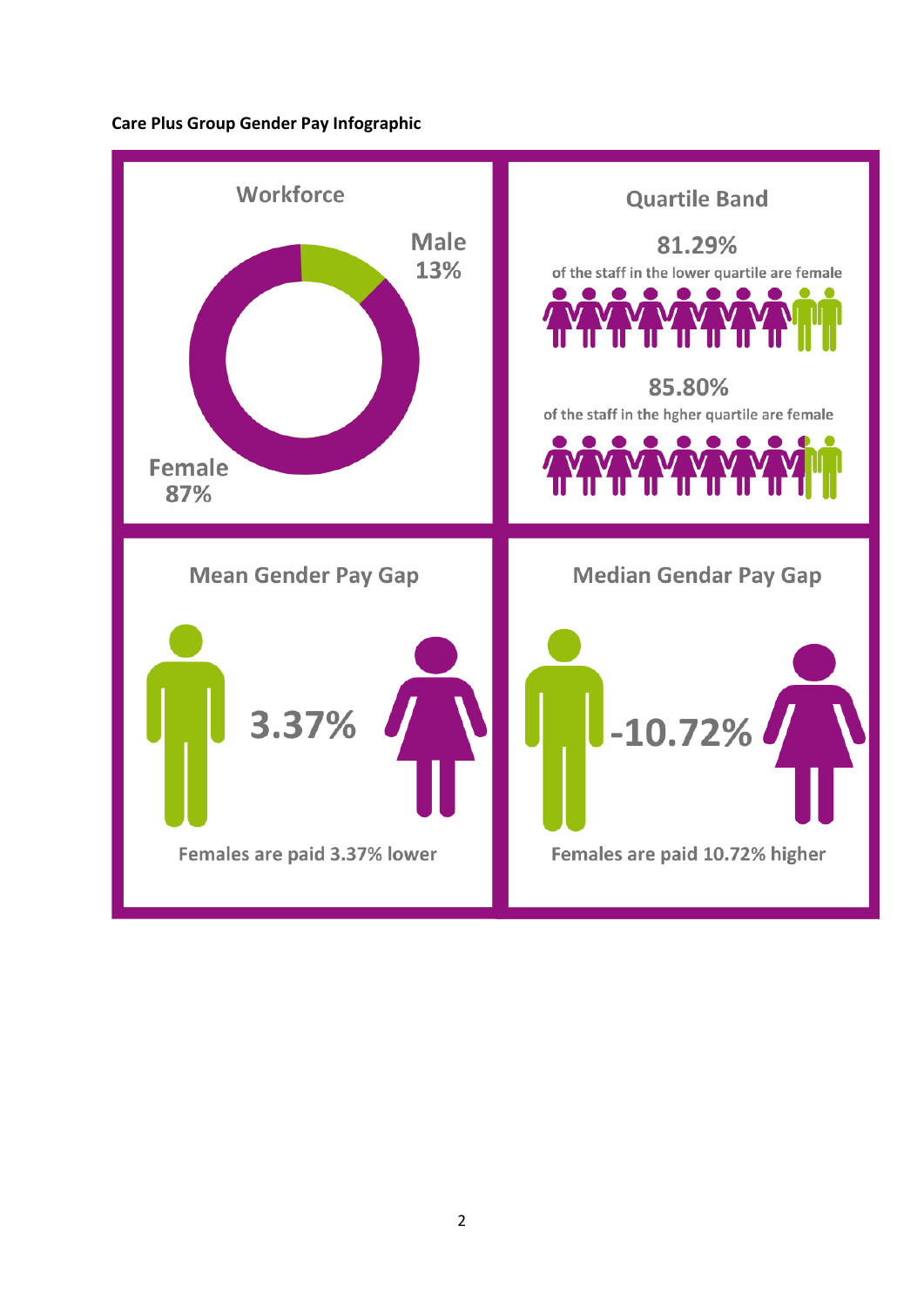**Care Plus Group Gender Pay Infographic**

Workforce

Male
13%

Female
87%

Quartile Band

81.29%
of the staff in the lower quartile are female

85.80%
of the staff in the hgher quartile are female

Mean Gender Pay Gap

3.37%

Females are paid 3.37% lower

Median Gendar Pay Gap

-10.72%

Females are paid 10.72% higher